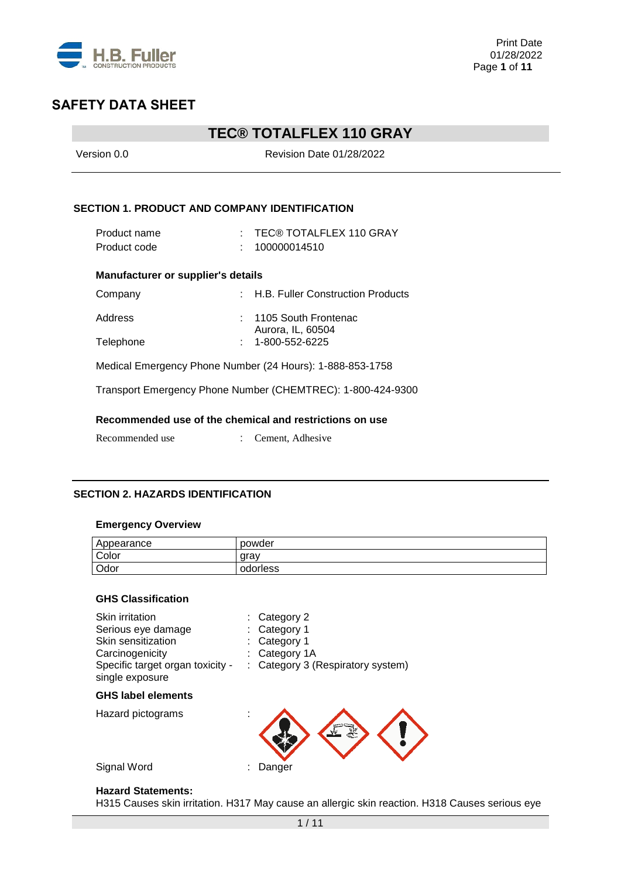# SAFETY DATA SHEET

## TEC® TOTALFLEX 110 GRAY

Version 0.0 Revision Date 01/28/2022

### SECTION 1. PRODUCT AND COMPANY IDENTIFICATION

Product name : TEC® TOTALFLEX 110 GRAY
Product code : 100000014510

**Manufacturer or supplier's details**

Company : H.B. Fuller Construction Products

Address : 1105 South Frontenac
Aurora, IL, 60504

Telephone : 1-800-552-6225

Medical Emergency Phone Number (24 Hours): 1-888-853-1758

Transport Emergency Phone Number (CHEMTREC): 1-800-424-9300

**Recommended use of the chemical and restrictions on use**

Recommended use : Cement, Adhesive

### SECTION 2. HAZARDS IDENTIFICATION

**Emergency Overview**

| Appearance | powder |
|---|---|
| Color | gray |
| Odor | odorless |

**GHS Classification**

Skin irritation : Category 2
Serious eye damage : Category 1
Skin sensitization : Category 1
Carcinogenicity : Category 1A
Specific target organ toxicity - single exposure : Category 3 (Respiratory system)

**GHS label elements**

Hazard pictograms :

Signal Word : Danger

**Hazard Statements:**
H315 Causes skin irritation. H317 May cause an allergic skin reaction. H318 Causes serious eye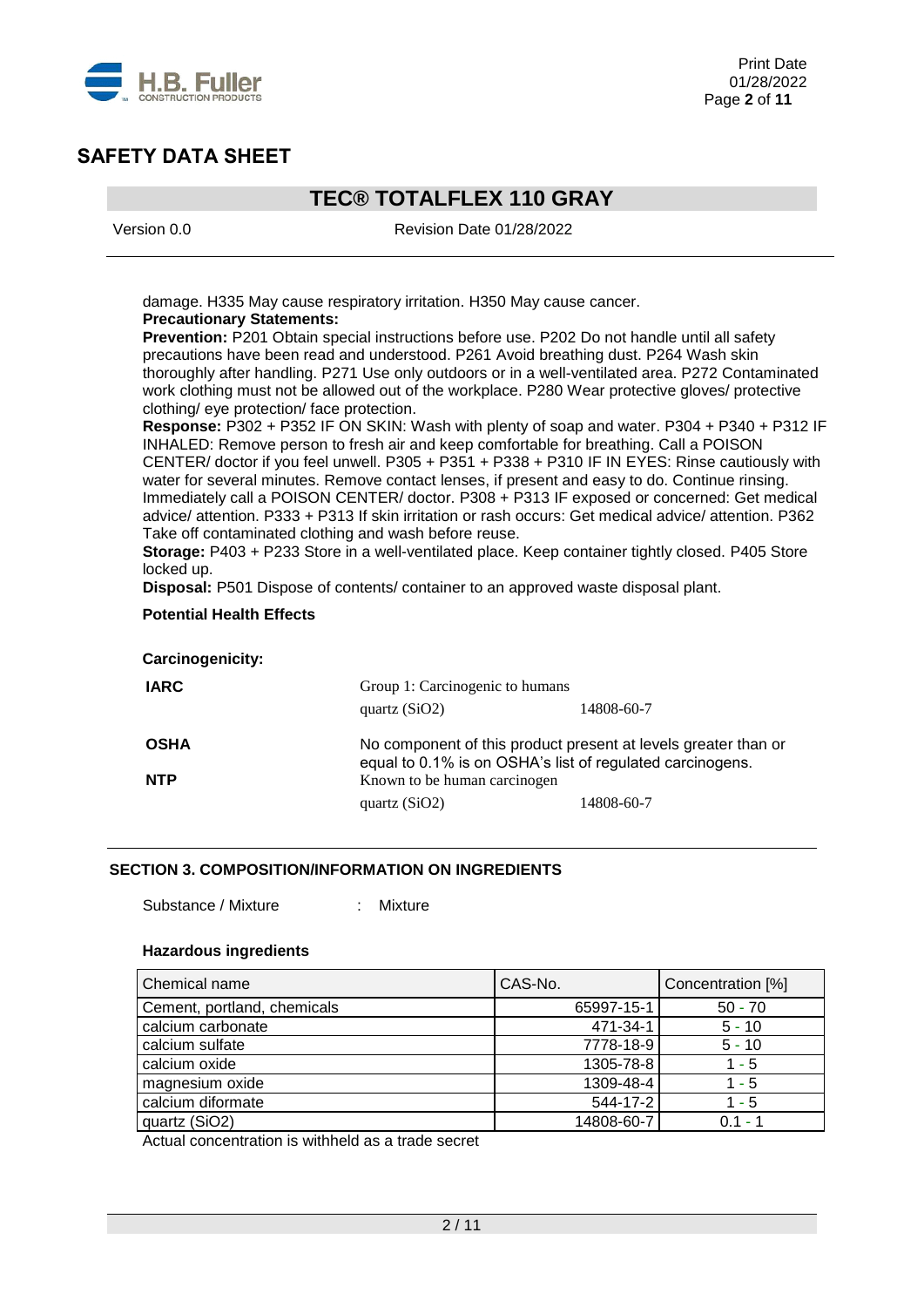damage. H335 May cause respiratory irritation. H350 May cause cancer.

**Precautionary Statements:**

**Prevention:** P201 Obtain special instructions before use. P202 Do not handle until all safety precautions have been read and understood. P261 Avoid breathing dust. P264 Wash skin thoroughly after handling. P271 Use only outdoors or in a well-ventilated area. P272 Contaminated work clothing must not be allowed out of the workplace. P280 Wear protective gloves/ protective clothing/ eye protection/ face protection.

**Response:** P302 + P352 IF ON SKIN: Wash with plenty of soap and water. P304 + P340 + P312 IF INHALED: Remove person to fresh air and keep comfortable for breathing. Call a POISON CENTER/ doctor if you feel unwell. P305 + P351 + P338 + P310 IF IN EYES: Rinse cautiously with water for several minutes. Remove contact lenses, if present and easy to do. Continue rinsing. Immediately call a POISON CENTER/ doctor. P308 + P313 IF exposed or concerned: Get medical advice/ attention. P333 + P313 If skin irritation or rash occurs: Get medical advice/ attention. P362 Take off contaminated clothing and wash before reuse.

**Storage:** P403 + P233 Store in a well-ventilated place. Keep container tightly closed. P405 Store locked up.

**Disposal:** P501 Dispose of contents/ container to an approved waste disposal plant.

**Potential Health Effects**

**Carcinogenicity:**

| | | |
|---|---|---|
| **IARC** | Group 1: Carcinogenic to humans | |
| | quartz ($SiO_2$) | 14808-60-7 |
| **OSHA** | No component of this product present at levels greater than or equal to 0.1% is on OSHA's list of regulated carcinogens. | |
| **NTP** | Known to be human carcinogen | |
| | quartz ($SiO_2$) | 14808-60-7 |

## SECTION 3. COMPOSITION/INFORMATION ON INGREDIENTS

Substance / Mixture : Mixture

**Hazardous ingredients**

| Chemical name | CAS-No. | Concentration [%] |
|---|---|---|
| Cement, portland, chemicals | 65997-15-1 | 50 - 70 |
| calcium carbonate | 471-34-1 | 5 - 10 |
| calcium sulfate | 7778-18-9 | 5 - 10 |
| calcium oxide | 1305-78-8 | 1 - 5 |
| magnesium oxide | 1309-48-4 | 1 - 5 |
| calcium diformate | 544-17-2 | 1 - 5 |
| quartz ($SiO_2$) | 14808-60-7 | 0.1 - 1 |

Actual concentration is withheld as a trade secret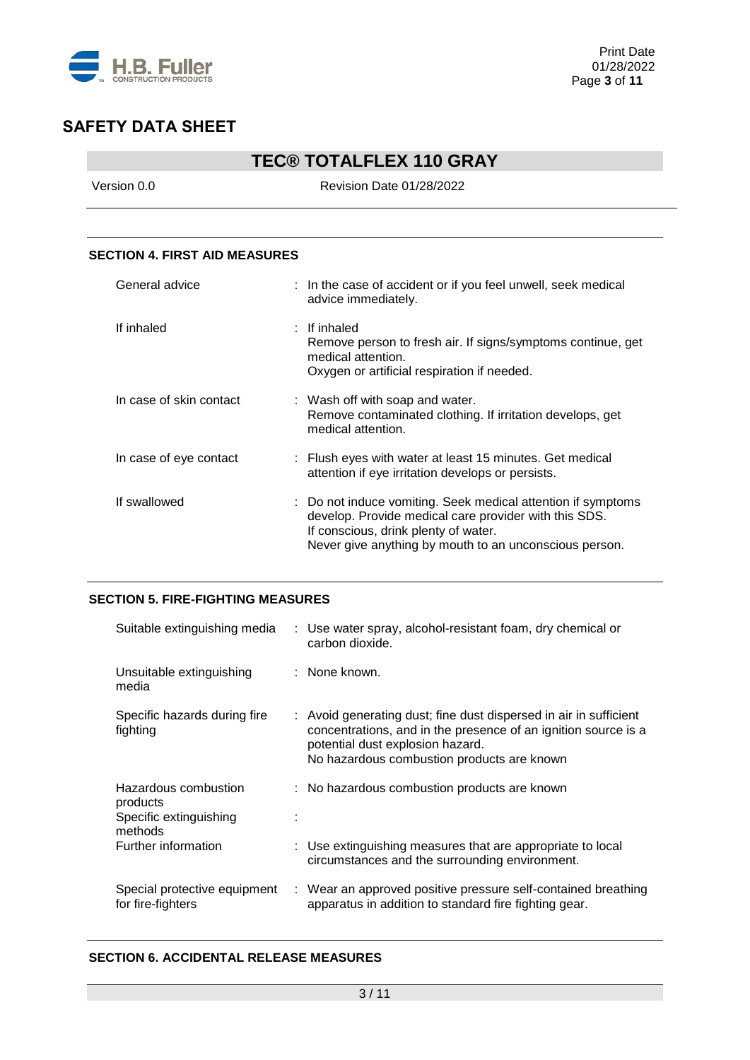## SECTION 4. FIRST AID MEASURES

| | |
|---|---|
| General advice | : In the case of accident or if you feel unwell, seek medical advice immediately. |
| If inhaled | : If inhaled<br>Remove person to fresh air. If signs/symptoms continue, get medical attention.<br>Oxygen or artificial respiration if needed. |
| In case of skin contact | : Wash off with soap and water.<br>Remove contaminated clothing. If irritation develops, get medical attention. |
| In case of eye contact | : Flush eyes with water at least 15 minutes. Get medical attention if eye irritation develops or persists. |
| If swallowed | : Do not induce vomiting. Seek medical attention if symptoms develop. Provide medical care provider with this SDS.<br>If conscious, drink plenty of water.<br>Never give anything by mouth to an unconscious person. |

## SECTION 5. FIRE-FIGHTING MEASURES

| | |
|---|---|
| Suitable extinguishing media | : Use water spray, alcohol-resistant foam, dry chemical or carbon dioxide. |
| Unsuitable extinguishing media | : None known. |
| Specific hazards during fire fighting | : Avoid generating dust; fine dust dispersed in air in sufficient concentrations, and in the presence of an ignition source is a potential dust explosion hazard.<br>No hazardous combustion products are known |
| Hazardous combustion products | : No hazardous combustion products are known |
| Specific extinguishing methods | : |
| Further information | : Use extinguishing measures that are appropriate to local circumstances and the surrounding environment. |
| Special protective equipment for fire-fighters | : Wear an approved positive pressure self-contained breathing apparatus in addition to standard fire fighting gear. |

## SECTION 6. ACCIDENTAL RELEASE MEASURES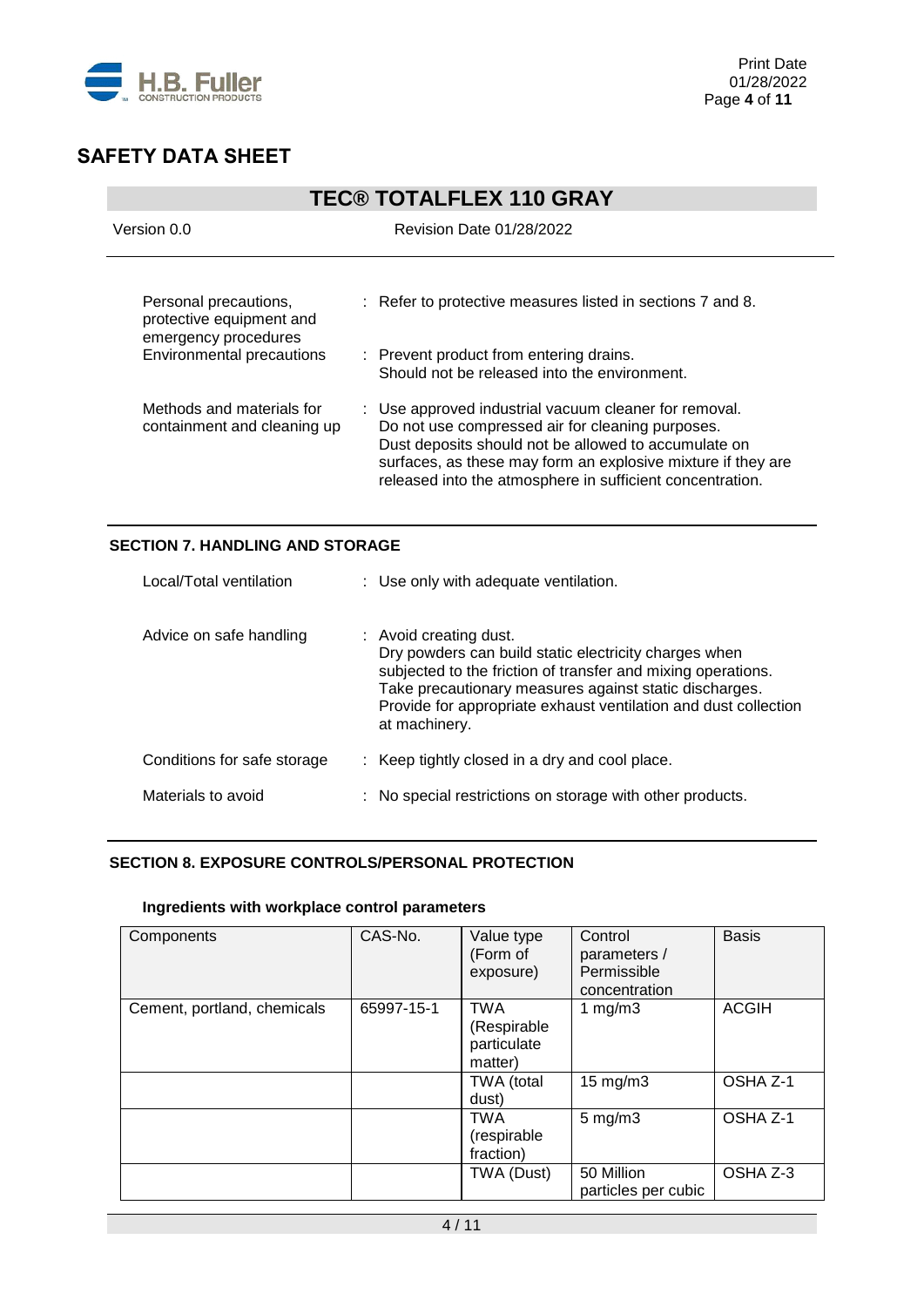## SAFETY DATA SHEET

## TEC® TOTALFLEX 110 GRAY

Version 0.0 Revision Date 01/28/2022

| | |
|---|---|
| Personal precautions, protective equipment and emergency procedures | : Refer to protective measures listed in sections 7 and 8. |
| Environmental precautions | : Prevent product from entering drains. Should not be released into the environment. |
| Methods and materials for containment and cleaning up | : Use approved industrial vacuum cleaner for removal. Do not use compressed air for cleaning purposes. Dust deposits should not be allowed to accumulate on surfaces, as these may form an explosive mixture if they are released into the atmosphere in sufficient concentration. |

### SECTION 7. HANDLING AND STORAGE

| | |
|---|---|
| Local/Total ventilation | : Use only with adequate ventilation. |
| Advice on safe handling | : Avoid creating dust. Dry powders can build static electricity charges when subjected to the friction of transfer and mixing operations. Take precautionary measures against static discharges. Provide for appropriate exhaust ventilation and dust collection at machinery. |
| Conditions for safe storage | : Keep tightly closed in a dry and cool place. |
| Materials to avoid | : No special restrictions on storage with other products. |

### SECTION 8. EXPOSURE CONTROLS/PERSONAL PROTECTION

**Ingredients with workplace control parameters**

| Components | CAS-No. | Value type (Form of exposure) | Control parameters / Permissible concentration | Basis |
|---|---|---|---|---|
| Cement, portland, chemicals | 65997-15-1 | TWA (Respirable particulate matter) | 1 mg/m3 | ACGIH |
| | | TWA (total dust) | 15 mg/m3 | OSHA Z-1 |
| | | TWA (respirable fraction) | 5 mg/m3 | OSHA Z-1 |
| | | TWA (Dust) | 50 Million particles per cubic | OSHA Z-3 |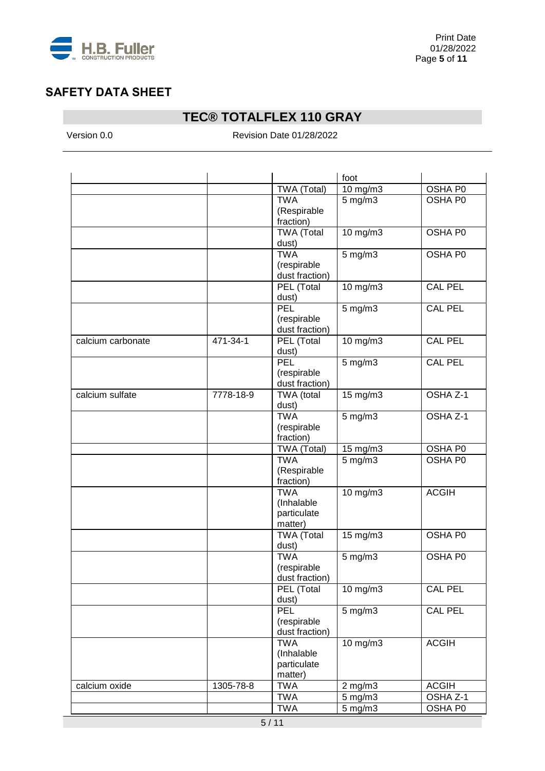## SAFETY DATA SHEET

## TEC® TOTALFLEX 110 GRAY

Version 0.0 Revision Date 01/28/2022

| | | | | |
|---|---|---|---|---|
| | | | foot | |
| | | TWA (Total) | 10 mg/m3 | OSHA P0 |
| | | TWA (Respirable fraction) | 5 mg/m3 | OSHA P0 |
| | | TWA (Total dust) | 10 mg/m3 | OSHA P0 |
| | | TWA (respirable dust fraction) | 5 mg/m3 | OSHA P0 |
| | | PEL (Total dust) | 10 mg/m3 | CAL PEL |
| | | PEL (respirable dust fraction) | 5 mg/m3 | CAL PEL |
| calcium carbonate | 471-34-1 | PEL (Total dust) | 10 mg/m3 | CAL PEL |
| | | PEL (respirable dust fraction) | 5 mg/m3 | CAL PEL |
| calcium sulfate | 7778-18-9 | TWA (total dust) | 15 mg/m3 | OSHA Z-1 |
| | | TWA (respirable fraction) | 5 mg/m3 | OSHA Z-1 |
| | | TWA (Total) | 15 mg/m3 | OSHA P0 |
| | | TWA (Respirable fraction) | 5 mg/m3 | OSHA P0 |
| | | TWA (Inhalable particulate matter) | 10 mg/m3 | ACGIH |
| | | TWA (Total dust) | 15 mg/m3 | OSHA P0 |
| | | TWA (respirable dust fraction) | 5 mg/m3 | OSHA P0 |
| | | PEL (Total dust) | 10 mg/m3 | CAL PEL |
| | | PEL (respirable dust fraction) | 5 mg/m3 | CAL PEL |
| | | TWA (Inhalable particulate matter) | 10 mg/m3 | ACGIH |
| calcium oxide | 1305-78-8 | TWA | 2 mg/m3 | ACGIH |
| | | TWA | 5 mg/m3 | OSHA Z-1 |
| | | TWA | 5 mg/m3 | OSHA P0 |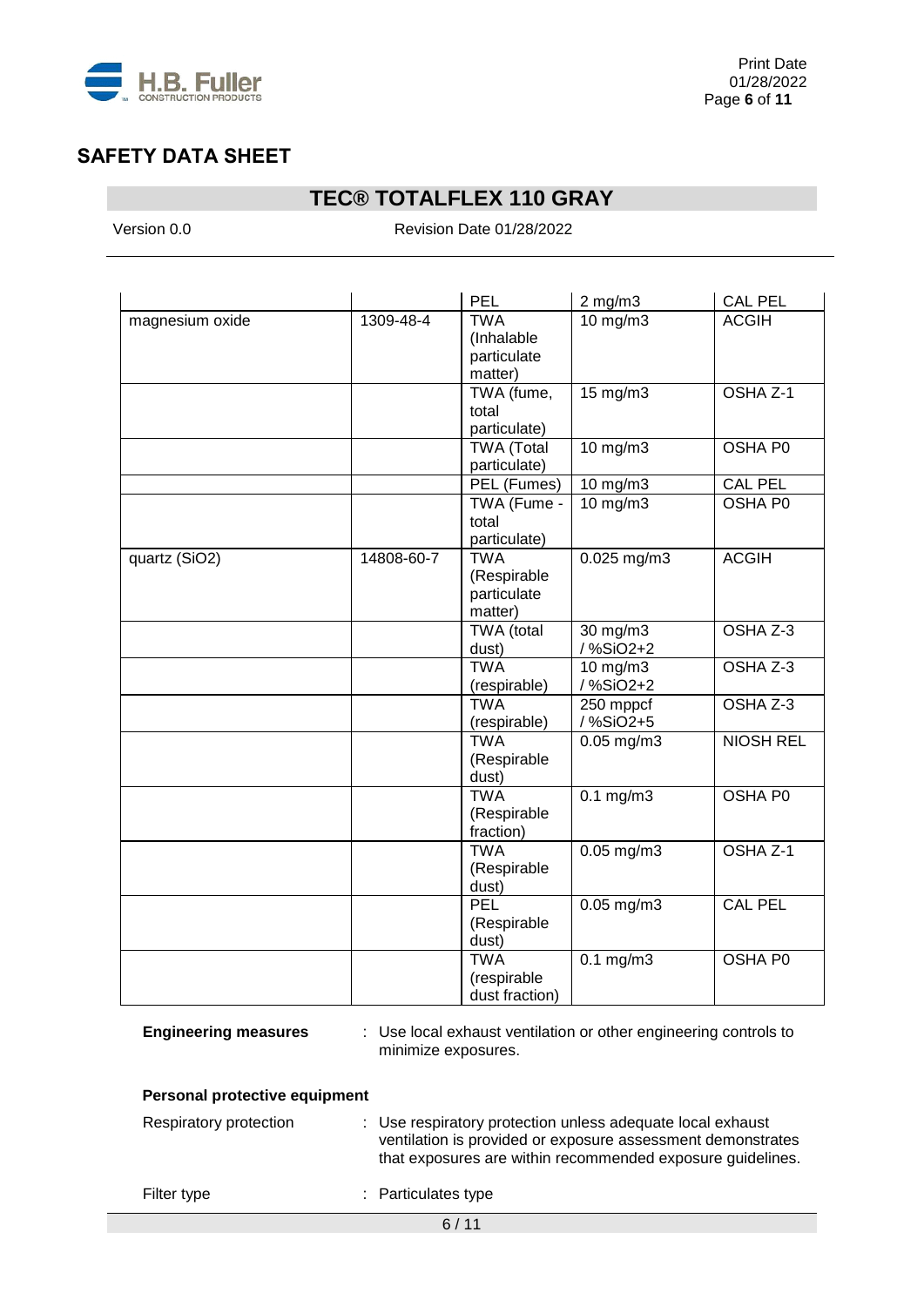# SAFETY DATA SHEET

## TEC® TOTALFLEX 110 GRAY

Version 0.0 Revision Date 01/28/2022

| | | | | |
|---|---|---|---|---|
| | | PEL | 2 mg/m3 | CAL PEL |
| magnesium oxide | 1309-48-4 | TWA (Inhalable particulate matter) | 10 mg/m3 | ACGIH |
| | | TWA (fume, total particulate) | 15 mg/m3 | OSHA Z-1 |
| | | TWA (Total particulate) | 10 mg/m3 | OSHA P0 |
| | | PEL (Fumes) | 10 mg/m3 | CAL PEL |
| | | TWA (Fume - total particulate) | 10 mg/m3 | OSHA P0 |
| quartz ($SiO_2$) | 14808-60-7 | TWA (Respirable particulate matter) | 0.025 mg/m3 | ACGIH |
| | | TWA (total dust) | 30 mg/m3 / %SiO2+2 | OSHA Z-3 |
| | | TWA (respirable) | 10 mg/m3 / %SiO2+2 | OSHA Z-3 |
| | | TWA (respirable) | 250 mppcf / %SiO2+5 | OSHA Z-3 |
| | | TWA (Respirable dust) | 0.05 mg/m3 | NIOSH REL |
| | | TWA (Respirable fraction) | 0.1 mg/m3 | OSHA P0 |
| | | TWA (Respirable dust) | 0.05 mg/m3 | OSHA Z-1 |
| | | PEL (Respirable dust) | 0.05 mg/m3 | CAL PEL |
| | | TWA (respirable dust fraction) | 0.1 mg/m3 | OSHA P0 |

**Engineering measures** : Use local exhaust ventilation or other engineering controls to minimize exposures.

**Personal protective equipment**

Respiratory protection : Use respiratory protection unless adequate local exhaust ventilation is provided or exposure assessment demonstrates that exposures are within recommended exposure guidelines.

Filter type : Particulates type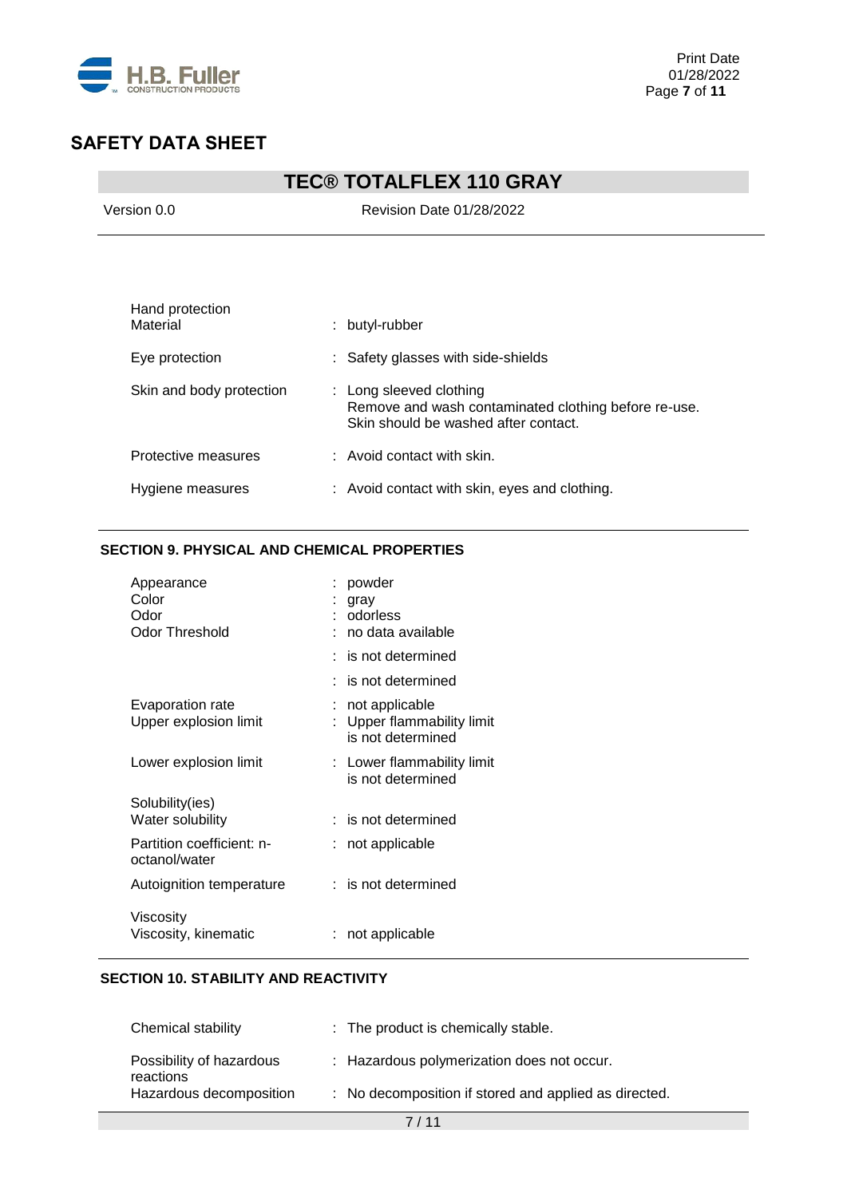| | |
|---|---|
| Hand protection<br>Material | : butyl-rubber |
| Eye protection | : Safety glasses with side-shields |
| Skin and body protection | : Long sleeved clothing<br>Remove and wash contaminated clothing before re-use.<br>Skin should be washed after contact. |
| Protective measures | : Avoid contact with skin. |
| Hygiene measures | : Avoid contact with skin, eyes and clothing. |

## SECTION 9. PHYSICAL AND CHEMICAL PROPERTIES

| | |
|---|---|
| Appearance | : powder |
| Color | : gray |
| Odor | : odorless |
| Odor Threshold | : no data available |
| | : is not determined |
| | : is not determined |
| Evaporation rate | : not applicable |
| Upper explosion limit | : Upper flammability limit<br>is not determined |
| Lower explosion limit | : Lower flammability limit<br>is not determined |
| Solubility(ies)<br>Water solubility | : is not determined |
| Partition coefficient: n-octanol/water | : not applicable |
| Autoignition temperature | : is not determined |
| Viscosity<br>Viscosity, kinematic | : not applicable |

## SECTION 10. STABILITY AND REACTIVITY

| | |
|---|---|
| Chemical stability | : The product is chemically stable. |
| Possibility of hazardous reactions | : Hazardous polymerization does not occur. |
| Hazardous decomposition | : No decomposition if stored and applied as directed. |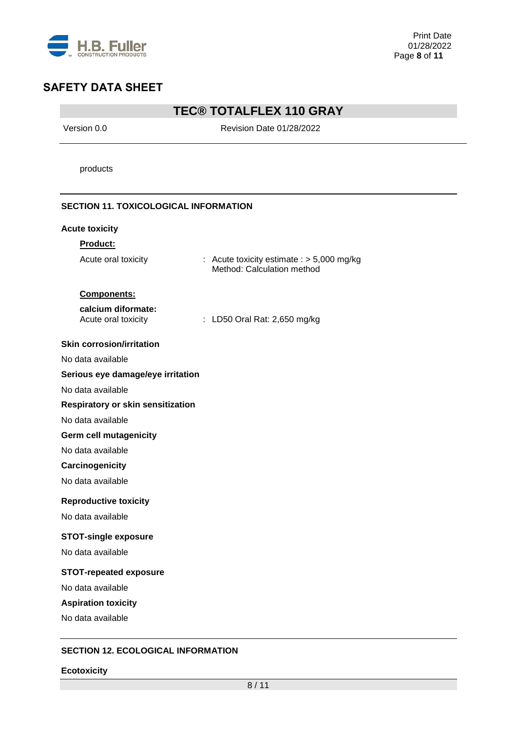products

## SECTION 11. TOXICOLOGICAL INFORMATION

### Acute toxicity

**Product:**

Acute oral toxicity : Acute toxicity estimate : > 5,000 mg/kg
Method: Calculation method

**Components:**

**calcium diformate:**
Acute oral toxicity : LD50 Oral Rat: 2,650 mg/kg

### Skin corrosion/irritation

No data available

### Serious eye damage/eye irritation

No data available

### Respiratory or skin sensitization

No data available

### Germ cell mutagenicity

No data available

### Carcinogenicity

No data available

### Reproductive toxicity

No data available

### STOT-single exposure

No data available

### STOT-repeated exposure

No data available

### Aspiration toxicity

No data available

## SECTION 12. ECOLOGICAL INFORMATION

### Ecotoxicity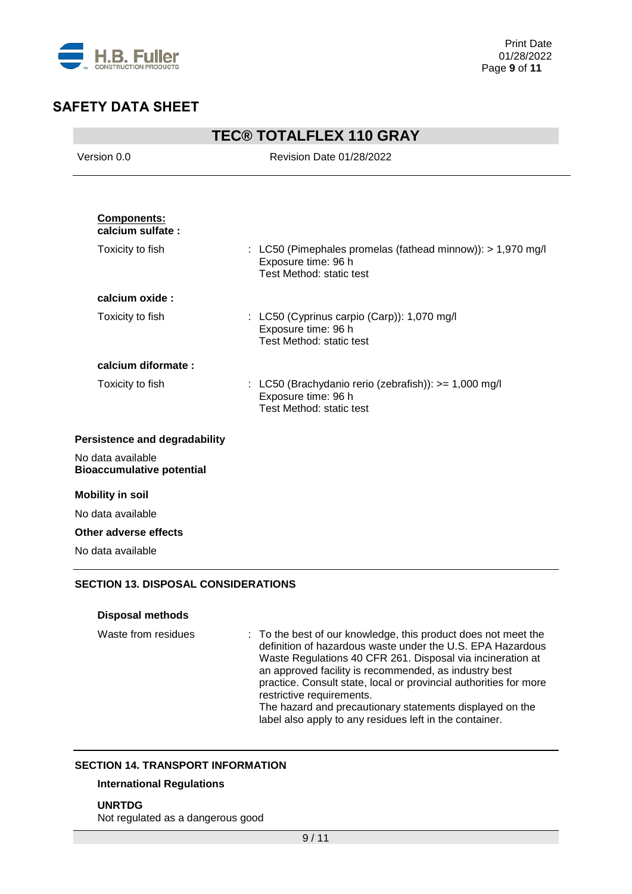**Components:**

**calcium sulfate :**

Toxicity to fish : LC50 (Pimephales promelas (fathead minnow)): > 1,970 mg/l
Exposure time: 96 h
Test Method: static test

**calcium oxide :**

Toxicity to fish : LC50 (Cyprinus carpio (Carp)): 1,070 mg/l
Exposure time: 96 h
Test Method: static test

**calcium diformate :**

Toxicity to fish : LC50 (Brachydanio rerio (zebrafish)): >= 1,000 mg/l
Exposure time: 96 h
Test Method: static test

**Persistence and degradability**

No data available

**Bioaccumulative potential**

**Mobility in soil**

No data available

**Other adverse effects**

No data available

## SECTION 13. DISPOSAL CONSIDERATIONS

**Disposal methods**

Waste from residues : To the best of our knowledge, this product does not meet the definition of hazardous waste under the U.S. EPA Hazardous Waste Regulations 40 CFR 261. Disposal via incineration at an approved facility is recommended, as industry best practice. Consult state, local or provincial authorities for more restrictive requirements.
The hazard and precautionary statements displayed on the label also apply to any residues left in the container.

## SECTION 14. TRANSPORT INFORMATION

**International Regulations**

**UNRTDG**
Not regulated as a dangerous good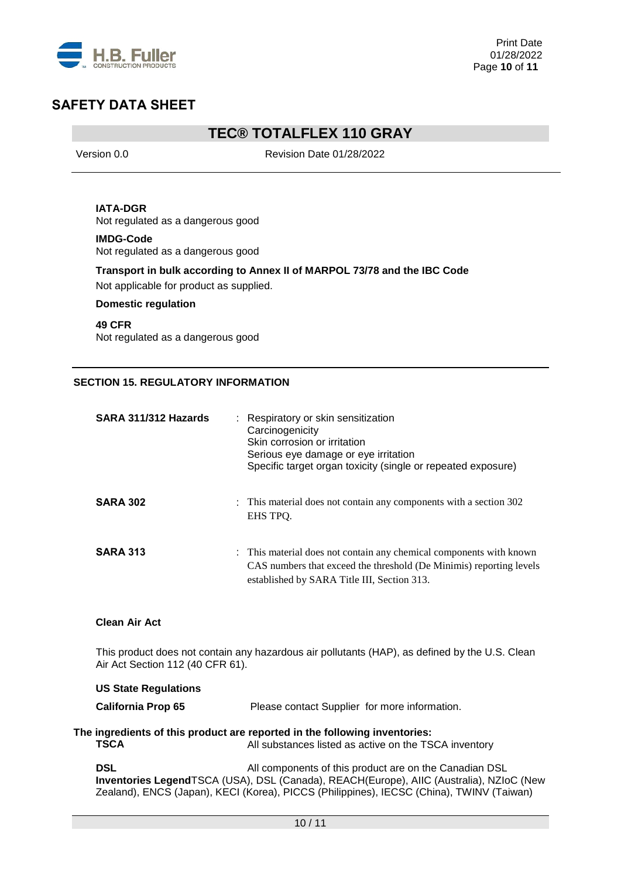**IATA-DGR**
Not regulated as a dangerous good

**IMDG-Code**
Not regulated as a dangerous good

**Transport in bulk according to Annex II of MARPOL 73/78 and the IBC Code**
Not applicable for product as supplied.

**Domestic regulation**

**49 CFR**
Not regulated as a dangerous good

## SECTION 15. REGULATORY INFORMATION

**SARA 311/312 Hazards** : Respiratory or skin sensitization
Carcinogenicity
Skin corrosion or irritation
Serious eye damage or eye irritation
Specific target organ toxicity (single or repeated exposure)

**SARA 302** : This material does not contain any components with a section 302 EHS TPQ.

**SARA 313** : This material does not contain any chemical components with known CAS numbers that exceed the threshold (De Minimis) reporting levels established by SARA Title III, Section 313.

**Clean Air Act**

This product does not contain any hazardous air pollutants (HAP), as defined by the U.S. Clean Air Act Section 112 (40 CFR 61).

**US State Regulations**

**California Prop 65** Please contact Supplier for more information.

**The ingredients of this product are reported in the following inventories:**

**TSCA** All substances listed as active on the TSCA inventory

**DSL** All components of this product are on the Canadian DSL

**Inventories Legend**TSCA (USA), DSL (Canada), REACH(Europe), AIIC (Australia), NZIoC (New Zealand), ENCS (Japan), KECI (Korea), PICCS (Philippines), IECSC (China), TWINV (Taiwan)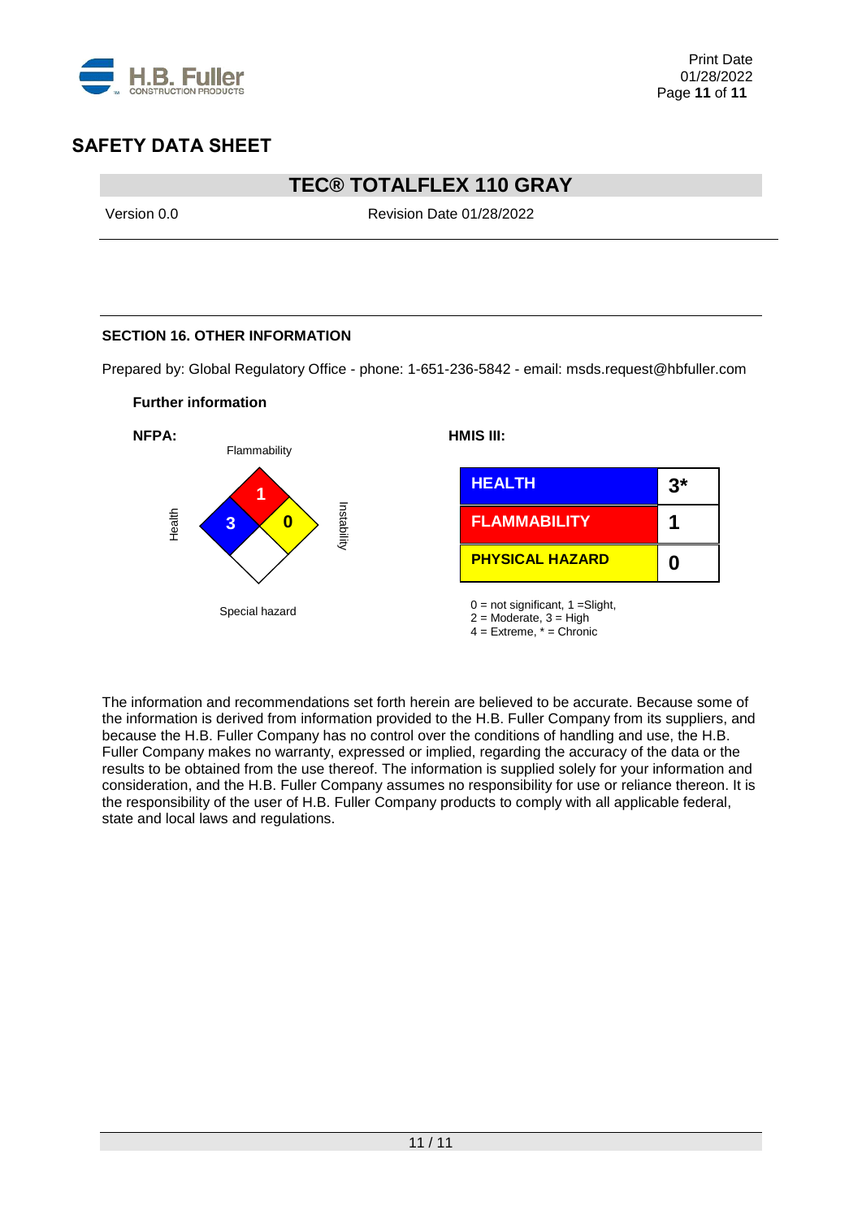## SAFETY DATA SHEET

### TEC® TOTALFLEX 110 GRAY

Version 0.0 Revision Date 01/28/2022

---

**SECTION 16. OTHER INFORMATION**

Prepared by: Global Regulatory Office - phone: 1-651-236-5842 - email: msds.request@hbfuller.com

**Further information**

**NFPA:**

Flammability
1
Health
3
Instability
0
Special hazard

**HMIS III:**

| | |
|---|---|
| HEALTH | 3* |
| FLAMMABILITY | 1 |
| PHYSICAL HAZARD | 0 |

0 = not significant, 1 =Slight,
2 = Moderate, 3 = High
4 = Extreme, * = Chronic

The information and recommendations set forth herein are believed to be accurate. Because some of the information is derived from information provided to the H.B. Fuller Company from its suppliers, and because the H.B. Fuller Company has no control over the conditions of handling and use, the H.B. Fuller Company makes no warranty, expressed or implied, regarding the accuracy of the data or the results to be obtained from the use thereof. The information is supplied solely for your information and consideration, and the H.B. Fuller Company assumes no responsibility for use or reliance thereon. It is the responsibility of the user of H.B. Fuller Company products to comply with all applicable federal, state and local laws and regulations.